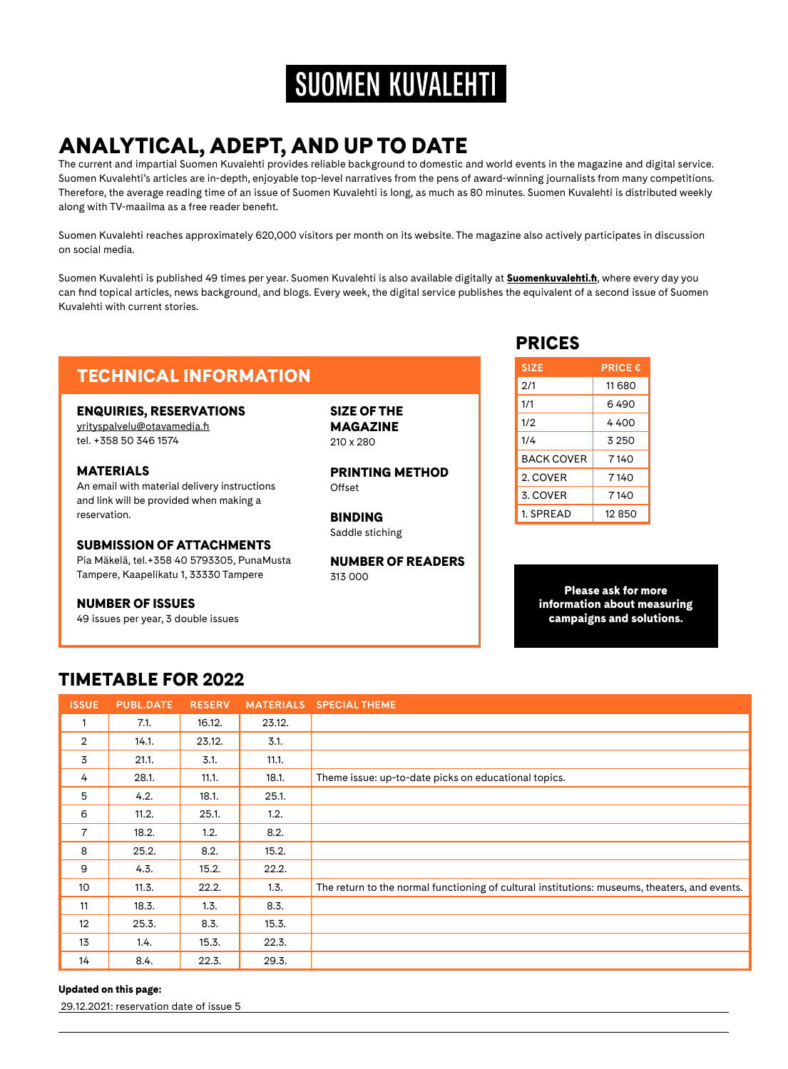# SUOMEN KUVALEHTI

## ANALYTICAL, ADEPT, AND UP TO DATE

The current and impartial Suomen Kuvalehti provides reliable background to domestic and world events in the magazine and digital service. Suomen Kuvalehti's articles are in-depth, enjoyable top-level narratives from the pens of award-winning journalists from many competitions. Therefore, the average reading time of an issue of Suomen Kuvalehti is long, as much as 80 minutes. Suomen Kuvalehti is distributed weekly along with TV-maailma as a free reader benefit.

Suomen Kuvalehti reaches approximately 620,000 visitors per month on its website. The magazine also actively participates in discussion on social media.

Suomen Kuvalehti is published 49 times per year. Suomen Kuvalehti is also available digitally at **Suomenkuvalehti.fi**, where every day you can find topical articles, news background, and blogs. Every week, the digital service publishes the equivalent of a second issue of Suomen Kuvalehti with current stories.

## TECHNICAL INFORMATION

### ENQUIRIES, RESERVATIONS
yrityspalvelu@otavamedia.fi
tel. +358 50 346 1574

### MATERIALS
An email with material delivery instructions and link will be provided when making a reservation.

### SUBMISSION OF ATTACHMENTS
Pia Mäkelä, tel.+358 40 5793305, PunaMusta Tampere, Kaapelikatu 1, 33330 Tampere

### NUMBER OF ISSUES
49 issues per year, 3 double issues

### SIZE OF THE MAGAZINE
210 x 280

### PRINTING METHOD
Offset

### BINDING
Saddle stiching

### NUMBER OF READERS
313 000

## PRICES

| SIZE | PRICE € |
|---|---|
| 2/1 | 11 680 |
| 1/1 | 6 490 |
| 1/2 | 4 400 |
| 1/4 | 3 250 |
| BACK COVER | 7 140 |
| 2. COVER | 7 140 |
| 3. COVER | 7 140 |
| 1. SPREAD | 12 850 |

**Please ask for more information about measuring campaigns and solutions.**

## TIMETABLE FOR 2022

| ISSUE | PUBL.DATE | RESERV | MATERIALS | SPECIAL THEME |
|---|---|---|---|---|
| 1 | 7.1. | 16.12. | 23.12. | |
| 2 | 14.1. | 23.12. | 3.1. | |
| 3 | 21.1. | 3.1. | 11.1. | |
| 4 | 28.1. | 11.1. | 18.1. | Theme issue: up-to-date picks on educational topics. |
| 5 | 4.2. | 18.1. | 25.1. | |
| 6 | 11.2. | 25.1. | 1.2. | |
| 7 | 18.2. | 1.2. | 8.2. | |
| 8 | 25.2. | 8.2. | 15.2. | |
| 9 | 4.3. | 15.2. | 22.2. | |
| 10 | 11.3. | 22.2. | 1.3. | The return to the normal functioning of cultural institutions: museums, theaters, and events. |
| 11 | 18.3. | 1.3. | 8.3. | |
| 12 | 25.3. | 8.3. | 15.3. | |
| 13 | 1.4. | 15.3. | 22.3. | |
| 14 | 8.4. | 22.3. | 29.3. | |

**Updated on this page:**

29.12.2021: reservation date of issue 5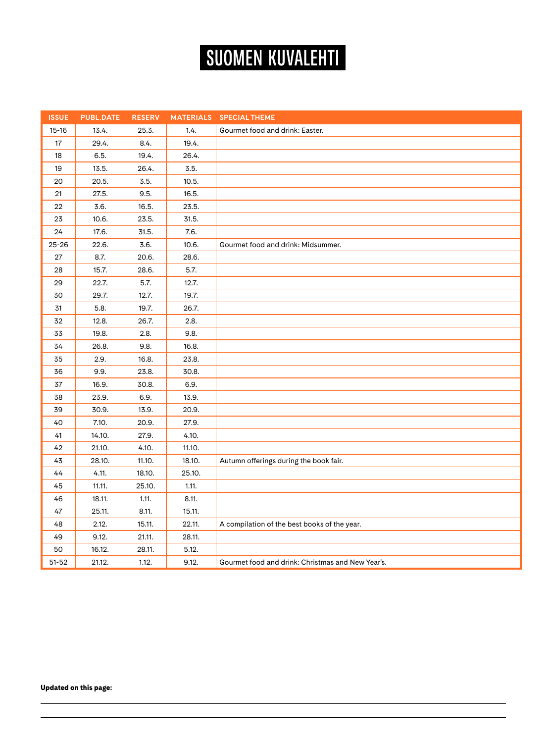# SUOMEN KUVALEHTI

| ISSUE | PUBL.DATE | RESERV | MATERIALS | SPECIAL THEME |
|---|---|---|---|---|
| 15-16 | 13.4. | 25.3. | 1.4. | Gourmet food and drink: Easter. |
| 17 | 29.4. | 8.4. | 19.4. | |
| 18 | 6.5. | 19.4. | 26.4. | |
| 19 | 13.5. | 26.4. | 3.5. | |
| 20 | 20.5. | 3.5. | 10.5. | |
| 21 | 27.5. | 9.5. | 16.5. | |
| 22 | 3.6. | 16.5. | 23.5. | |
| 23 | 10.6. | 23.5. | 31.5. | |
| 24 | 17.6. | 31.5. | 7.6. | |
| 25-26 | 22.6. | 3.6. | 10.6. | Gourmet food and drink: Midsummer. |
| 27 | 8.7. | 20.6. | 28.6. | |
| 28 | 15.7. | 28.6. | 5.7. | |
| 29 | 22.7. | 5.7. | 12.7. | |
| 30 | 29.7. | 12.7. | 19.7. | |
| 31 | 5.8. | 19.7. | 26.7. | |
| 32 | 12.8. | 26.7. | 2.8. | |
| 33 | 19.8. | 2.8. | 9.8. | |
| 34 | 26.8. | 9.8. | 16.8. | |
| 35 | 2.9. | 16.8. | 23.8. | |
| 36 | 9.9. | 23.8. | 30.8. | |
| 37 | 16.9. | 30.8. | 6.9. | |
| 38 | 23.9. | 6.9. | 13.9. | |
| 39 | 30.9. | 13.9. | 20.9. | |
| 40 | 7.10. | 20.9. | 27.9. | |
| 41 | 14.10. | 27.9. | 4.10. | |
| 42 | 21.10. | 4.10. | 11.10. | |
| 43 | 28.10. | 11.10. | 18.10. | Autumn offerings during the book fair. |
| 44 | 4.11. | 18.10. | 25.10. | |
| 45 | 11.11. | 25.10. | 1.11. | |
| 46 | 18.11. | 1.11. | 8.11. | |
| 47 | 25.11. | 8.11. | 15.11. | |
| 48 | 2.12. | 15.11. | 22.11. | A compilation of the best books of the year. |
| 49 | 9.12. | 21.11. | 28.11. | |
| 50 | 16.12. | 28.11. | 5.12. | |
| 51-52 | 21.12. | 1.12. | 9.12. | Gourmet food and drink: Christmas and New Year's. |

**Updated on this page:**